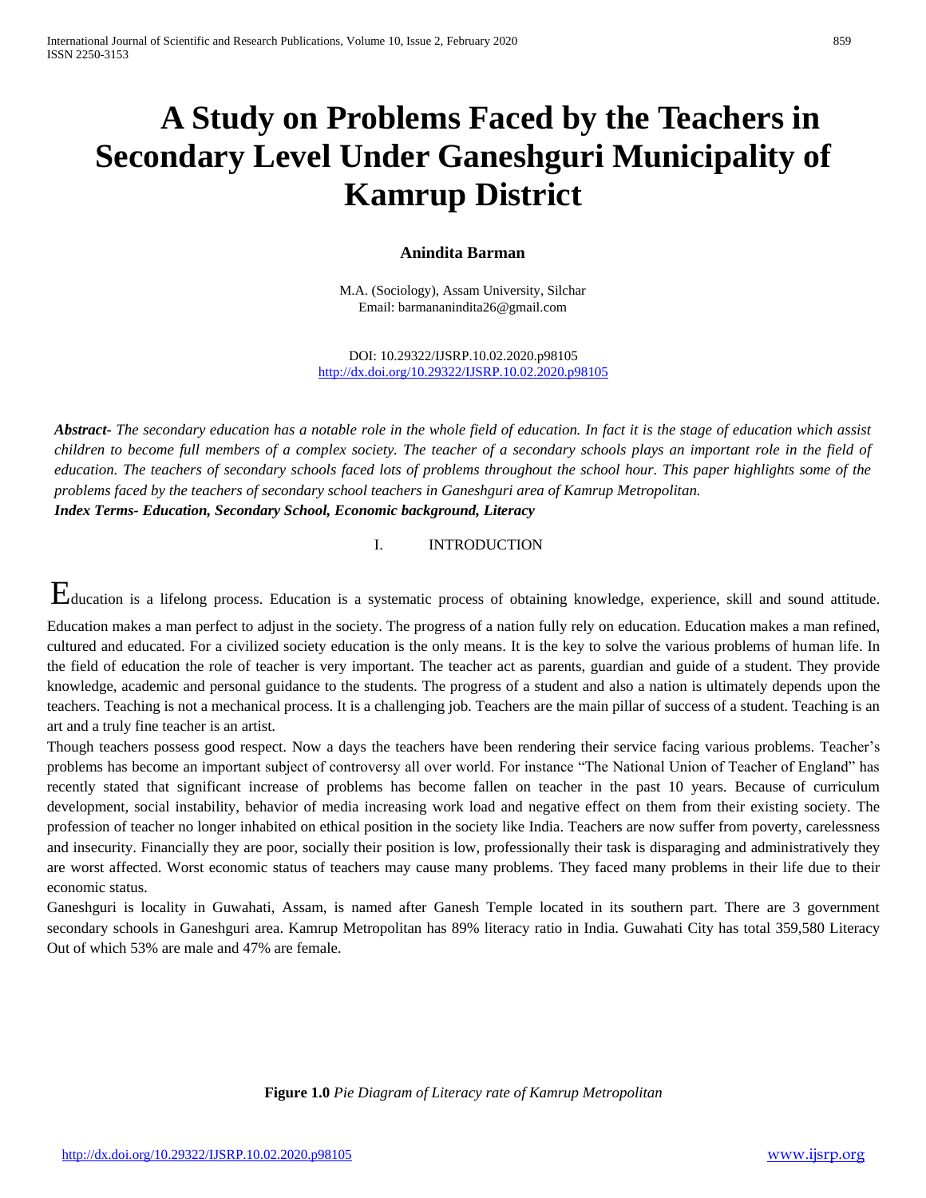# A Study on Problems Faced by the Teachers in Secondary Level Under Ganeshguri Municipality of Kamrup District

**Anindita Barman**

M.A. (Sociology), Assam University, Silchar
Email: barmananindita26@gmail.com

DOI: 10.29322/IJSRP.10.02.2020.p98105
http://dx.doi.org/10.29322/IJSRP.10.02.2020.p98105

***Abstract-*** *The secondary education has a notable role in the whole field of education. In fact it is the stage of education which assist children to become full members of a complex society. The teacher of a secondary schools plays an important role in the field of education. The teachers of secondary schools faced lots of problems throughout the school hour. This paper highlights some of the problems faced by the teachers of secondary school teachers in Ganeshguri area of Kamrup Metropolitan.*

***Index Terms- Education, Secondary School, Economic background, Literacy***

## I. INTRODUCTION

Education is a lifelong process. Education is a systematic process of obtaining knowledge, experience, skill and sound attitude. Education makes a man perfect to adjust in the society. The progress of a nation fully rely on education. Education makes a man refined, cultured and educated. For a civilized society education is the only means. It is the key to solve the various problems of human life. In the field of education the role of teacher is very important. The teacher act as parents, guardian and guide of a student. They provide knowledge, academic and personal guidance to the students. The progress of a student and also a nation is ultimately depends upon the teachers. Teaching is not a mechanical process. It is a challenging job. Teachers are the main pillar of success of a student. Teaching is an art and a truly fine teacher is an artist.

Though teachers possess good respect. Now a days the teachers have been rendering their service facing various problems. Teacher's problems has become an important subject of controversy all over world. For instance "The National Union of Teacher of England" has recently stated that significant increase of problems has become fallen on teacher in the past 10 years. Because of curriculum development, social instability, behavior of media increasing work load and negative effect on them from their existing society. The profession of teacher no longer inhabited on ethical position in the society like India. Teachers are now suffer from poverty, carelessness and insecurity. Financially they are poor, socially their position is low, professionally their task is disparaging and administratively they are worst affected. Worst economic status of teachers may cause many problems. They faced many problems in their life due to their economic status.

Ganeshguri is locality in Guwahati, Assam, is named after Ganesh Temple located in its southern part. There are 3 government secondary schools in Ganeshguri area. Kamrup Metropolitan has 89% literacy ratio in India. Guwahati City has total 359,580 Literacy Out of which 53% are male and 47% are female.

**Figure 1.0** *Pie Diagram of Literacy rate of Kamrup Metropolitan*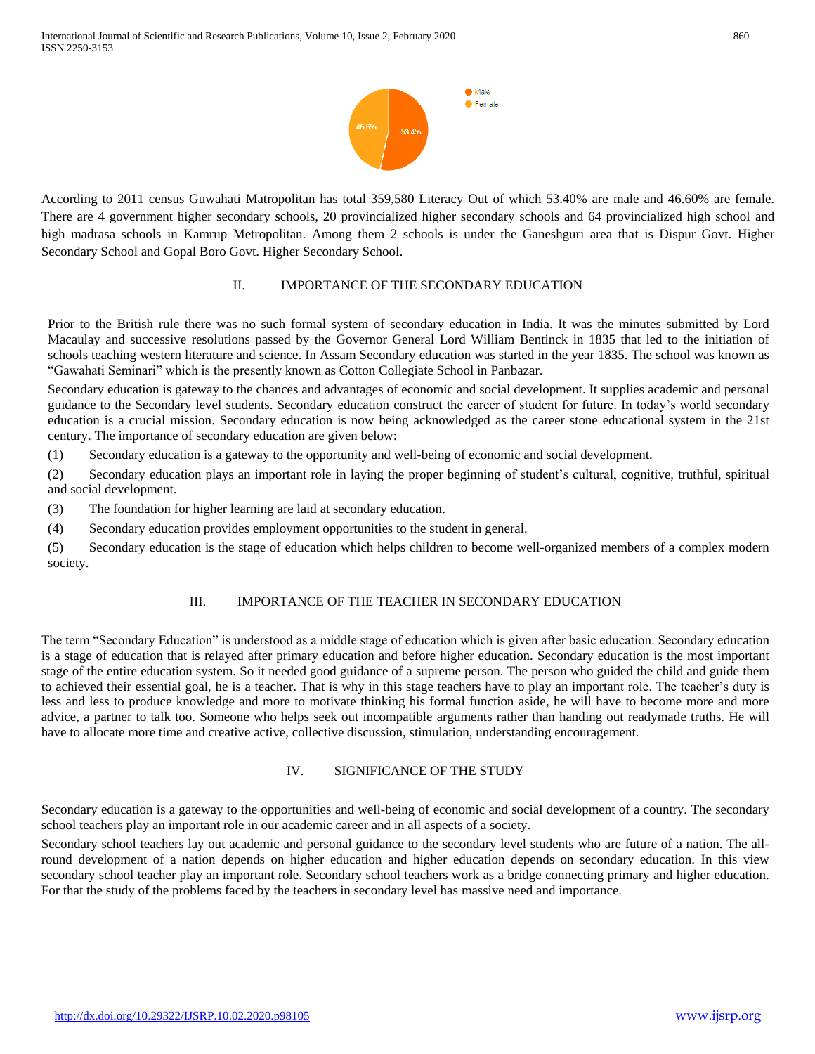According to 2011 census Guwahati Matropolitan has total 359,580 Literacy Out of which 53.40% are male and 46.60% are female. There are 4 government higher secondary schools, 20 provincialized higher secondary schools and 64 provincialized high school and high madrasa schools in Kamrup Metropolitan. Among them 2 schools is under the Ganeshguri area that is Dispur Govt. Higher Secondary School and Gopal Boro Govt. Higher Secondary School.

## II. IMPORTANCE OF THE SECONDARY EDUCATION

Prior to the British rule there was no such formal system of secondary education in India. It was the minutes submitted by Lord Macaulay and successive resolutions passed by the Governor General Lord William Bentinck in 1835 that led to the initiation of schools teaching western literature and science. In Assam Secondary education was started in the year 1835. The school was known as "Gawahati Seminari" which is the presently known as Cotton Collegiate School in Panbazar.

Secondary education is gateway to the chances and advantages of economic and social development. It supplies academic and personal guidance to the Secondary level students. Secondary education construct the career of student for future. In today's world secondary education is a crucial mission. Secondary education is now being acknowledged as the career stone educational system in the 21st century. The importance of secondary education are given below:

(1) Secondary education is a gateway to the opportunity and well-being of economic and social development.

(2) Secondary education plays an important role in laying the proper beginning of student's cultural, cognitive, truthful, spiritual and social development.

(3) The foundation for higher learning are laid at secondary education.

(4) Secondary education provides employment opportunities to the student in general.

(5) Secondary education is the stage of education which helps children to become well-organized members of a complex modern society.

## III. IMPORTANCE OF THE TEACHER IN SECONDARY EDUCATION

The term "Secondary Education" is understood as a middle stage of education which is given after basic education. Secondary education is a stage of education that is relayed after primary education and before higher education. Secondary education is the most important stage of the entire education system. So it needed good guidance of a supreme person. The person who guided the child and guide them to achieved their essential goal, he is a teacher. That is why in this stage teachers have to play an important role. The teacher's duty is less and less to produce knowledge and more to motivate thinking his formal function aside, he will have to become more and more advice, a partner to talk too. Someone who helps seek out incompatible arguments rather than handing out readymade truths. He will have to allocate more time and creative active, collective discussion, stimulation, understanding encouragement.

## IV. SIGNIFICANCE OF THE STUDY

Secondary education is a gateway to the opportunities and well-being of economic and social development of a country. The secondary school teachers play an important role in our academic career and in all aspects of a society.

Secondary school teachers lay out academic and personal guidance to the secondary level students who are future of a nation. The all-round development of a nation depends on higher education and higher education depends on secondary education. In this view secondary school teacher play an important role. Secondary school teachers work as a bridge connecting primary and higher education. For that the study of the problems faced by the teachers in secondary level has massive need and importance.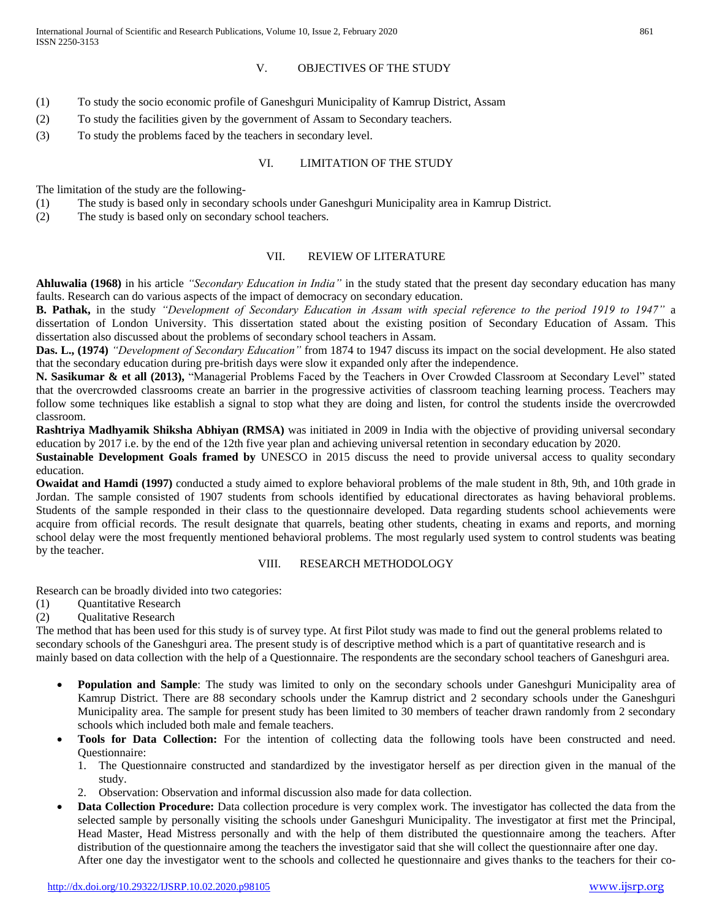## V. OBJECTIVES OF THE STUDY

(1) To study the socio economic profile of Ganeshguri Municipality of Kamrup District, Assam

(2) To study the facilities given by the government of Assam to Secondary teachers.

(3) To study the problems faced by the teachers in secondary level.

## VI. LIMITATION OF THE STUDY

The limitation of the study are the following-

(1) The study is based only in secondary schools under Ganeshguri Municipality area in Kamrup District.

(2) The study is based only on secondary school teachers.

## VII. REVIEW OF LITERATURE

**Ahluwalia (1968)** in his article *"Secondary Education in India"* in the study stated that the present day secondary education has many faults. Research can do various aspects of the impact of democracy on secondary education.

**B. Pathak,** in the study *"Development of Secondary Education in Assam with special reference to the period 1919 to 1947"* a dissertation of London University. This dissertation stated about the existing position of Secondary Education of Assam. This dissertation also discussed about the problems of secondary school teachers in Assam.

**Das. L., (1974)** *"Development of Secondary Education"* from 1874 to 1947 discuss its impact on the social development. He also stated that the secondary education during pre-british days were slow it expanded only after the independence.

**N. Sasikumar & et all (2013),** "Managerial Problems Faced by the Teachers in Over Crowded Classroom at Secondary Level" stated that the overcrowded classrooms create an barrier in the progressive activities of classroom teaching learning process. Teachers may follow some techniques like establish a signal to stop what they are doing and listen, for control the students inside the overcrowded classroom.

**Rashtriya Madhyamik Shiksha Abhiyan (RMSA)** was initiated in 2009 in India with the objective of providing universal secondary education by 2017 i.e. by the end of the 12th five year plan and achieving universal retention in secondary education by 2020.

**Sustainable Development Goals framed by** UNESCO in 2015 discuss the need to provide universal access to quality secondary education.

**Owaidat and Hamdi (1997)** conducted a study aimed to explore behavioral problems of the male student in 8th, 9th, and 10th grade in Jordan. The sample consisted of 1907 students from schools identified by educational directorates as having behavioral problems. Students of the sample responded in their class to the questionnaire developed. Data regarding students school achievements were acquire from official records. The result designate that quarrels, beating other students, cheating in exams and reports, and morning school delay were the most frequently mentioned behavioral problems. The most regularly used system to control students was beating by the teacher.

## VIII. RESEARCH METHODOLOGY

Research can be broadly divided into two categories:

(1) Quantitative Research

(2) Qualitative Research

The method that has been used for this study is of survey type. At first Pilot study was made to find out the general problems related to secondary schools of the Ganeshguri area. The present study is of descriptive method which is a part of quantitative research and is mainly based on data collection with the help of a Questionnaire. The respondents are the secondary school teachers of Ganeshguri area.

- **Population and Sample**: The study was limited to only on the secondary schools under Ganeshguri Municipality area of Kamrup District. There are 88 secondary schools under the Kamrup district and 2 secondary schools under the Ganeshguri Municipality area. The sample for present study has been limited to 30 members of teacher drawn randomly from 2 secondary schools which included both male and female teachers.
- **Tools for Data Collection:** For the intention of collecting data the following tools have been constructed and need. Questionnaire:
  1. The Questionnaire constructed and standardized by the investigator herself as per direction given in the manual of the study.
  2. Observation: Observation and informal discussion also made for data collection.
- **Data Collection Procedure:** Data collection procedure is very complex work. The investigator has collected the data from the selected sample by personally visiting the schools under Ganeshguri Municipality. The investigator at first met the Principal, Head Master, Head Mistress personally and with the help of them distributed the questionnaire among the teachers. After distribution of the questionnaire among the teachers the investigator said that she will collect the questionnaire after one day. After one day the investigator went to the schools and collected he questionnaire and gives thanks to the teachers for their co-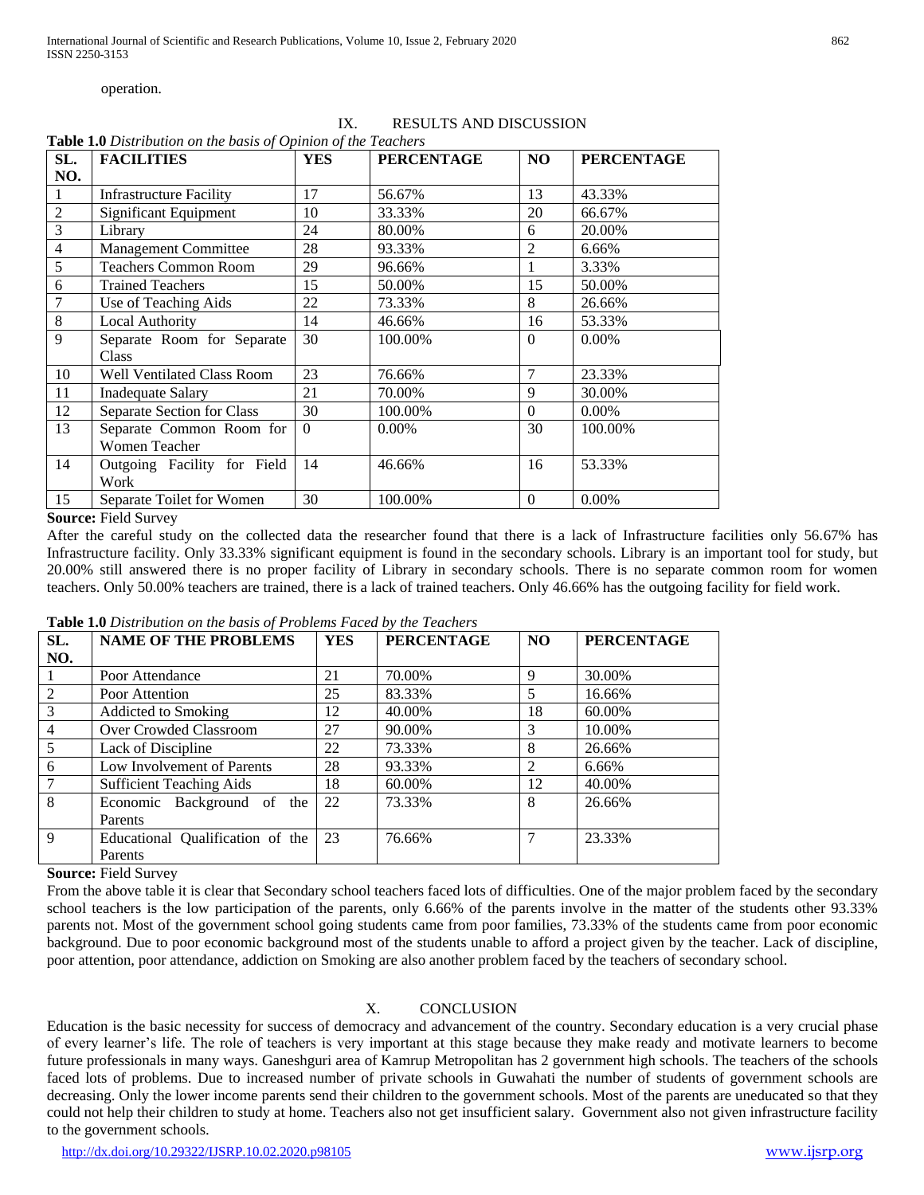operation.

## IX. RESULTS AND DISCUSSION

**Table 1.0** *Distribution on the basis of Opinion of the Teachers*

| SL. NO. | FACILITIES | YES | PERCENTAGE | NO | PERCENTAGE |
|---|---|---|---|---|---|
| 1 | Infrastructure Facility | 17 | 56.67% | 13 | 43.33% |
| 2 | Significant Equipment | 10 | 33.33% | 20 | 66.67% |
| 3 | Library | 24 | 80.00% | 6 | 20.00% |
| 4 | Management Committee | 28 | 93.33% | 2 | 6.66% |
| 5 | Teachers Common Room | 29 | 96.66% | 1 | 3.33% |
| 6 | Trained Teachers | 15 | 50.00% | 15 | 50.00% |
| 7 | Use of Teaching Aids | 22 | 73.33% | 8 | 26.66% |
| 8 | Local Authority | 14 | 46.66% | 16 | 53.33% |
| 9 | Separate Room for Separate Class | 30 | 100.00% | 0 | 0.00% |
| 10 | Well Ventilated Class Room | 23 | 76.66% | 7 | 23.33% |
| 11 | Inadequate Salary | 21 | 70.00% | 9 | 30.00% |
| 12 | Separate Section for Class | 30 | 100.00% | 0 | 0.00% |
| 13 | Separate Common Room for Women Teacher | 0 | 0.00% | 30 | 100.00% |
| 14 | Outgoing Facility for Field Work | 14 | 46.66% | 16 | 53.33% |
| 15 | Separate Toilet for Women | 30 | 100.00% | 0 | 0.00% |

**Source:** Field Survey

After the careful study on the collected data the researcher found that there is a lack of Infrastructure facilities only 56.67% has Infrastructure facility. Only 33.33% significant equipment is found in the secondary schools. Library is an important tool for study, but 20.00% still answered there is no proper facility of Library in secondary schools. There is no separate common room for women teachers. Only 50.00% teachers are trained, there is a lack of trained teachers. Only 46.66% has the outgoing facility for field work.

**Table 1.0** *Distribution on the basis of Problems Faced by the Teachers*

| SL. NO. | NAME OF THE PROBLEMS | YES | PERCENTAGE | NO | PERCENTAGE |
|---|---|---|---|---|---|
| 1 | Poor Attendance | 21 | 70.00% | 9 | 30.00% |
| 2 | Poor Attention | 25 | 83.33% | 5 | 16.66% |
| 3 | Addicted to Smoking | 12 | 40.00% | 18 | 60.00% |
| 4 | Over Crowded Classroom | 27 | 90.00% | 3 | 10.00% |
| 5 | Lack of Discipline | 22 | 73.33% | 8 | 26.66% |
| 6 | Low Involvement of Parents | 28 | 93.33% | 2 | 6.66% |
| 7 | Sufficient Teaching Aids | 18 | 60.00% | 12 | 40.00% |
| 8 | Economic Background of the Parents | 22 | 73.33% | 8 | 26.66% |
| 9 | Educational Qualification of the Parents | 23 | 76.66% | 7 | 23.33% |

**Source:** Field Survey

From the above table it is clear that Secondary school teachers faced lots of difficulties. One of the major problem faced by the secondary school teachers is the low participation of the parents, only 6.66% of the parents involve in the matter of the students other 93.33% parents not. Most of the government school going students came from poor families, 73.33% of the students came from poor economic background. Due to poor economic background most of the students unable to afford a project given by the teacher. Lack of discipline, poor attention, poor attendance, addiction on Smoking are also another problem faced by the teachers of secondary school.

## X. CONCLUSION

Education is the basic necessity for success of democracy and advancement of the country. Secondary education is a very crucial phase of every learner's life. The role of teachers is very important at this stage because they make ready and motivate learners to become future professionals in many ways. Ganeshguri area of Kamrup Metropolitan has 2 government high schools. The teachers of the schools faced lots of problems. Due to increased number of private schools in Guwahati the number of students of government schools are decreasing. Only the lower income parents send their children to the government schools. Most of the parents are uneducated so that they could not help their children to study at home. Teachers also not get insufficient salary. Government also not given infrastructure facility to the government schools.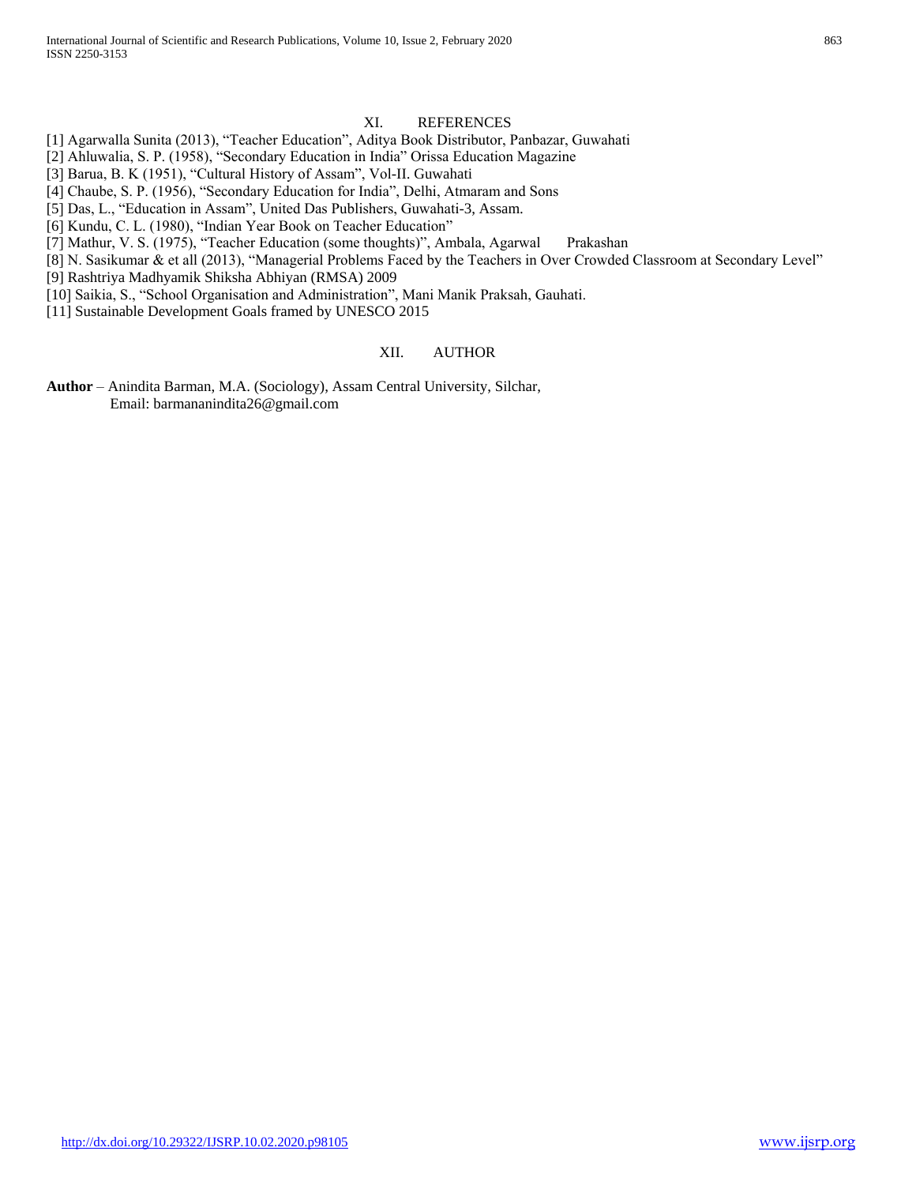## XI. REFERENCES

[1] Agarwalla Sunita (2013), "Teacher Education", Aditya Book Distributor, Panbazar, Guwahati

[2] Ahluwalia, S. P. (1958), "Secondary Education in India" Orissa Education Magazine

[3] Barua, B. K (1951), "Cultural History of Assam", Vol-II. Guwahati

[4] Chaube, S. P. (1956), "Secondary Education for India", Delhi, Atmaram and Sons

[5] Das, L., "Education in Assam", United Das Publishers, Guwahati-3, Assam.

[6] Kundu, C. L. (1980), "Indian Year Book on Teacher Education"

[7] Mathur, V. S. (1975), "Teacher Education (some thoughts)", Ambala, Agarwal Prakashan

[8] N. Sasikumar & et all (2013), "Managerial Problems Faced by the Teachers in Over Crowded Classroom at Secondary Level"

[9] Rashtriya Madhyamik Shiksha Abhiyan (RMSA) 2009

[10] Saikia, S., "School Organisation and Administration", Mani Manik Praksah, Gauhati.

[11] Sustainable Development Goals framed by UNESCO 2015

## XII. AUTHOR

**Author** – Anindita Barman, M.A. (Sociology), Assam Central University, Silchar,
Email: barmananindita26@gmail.com